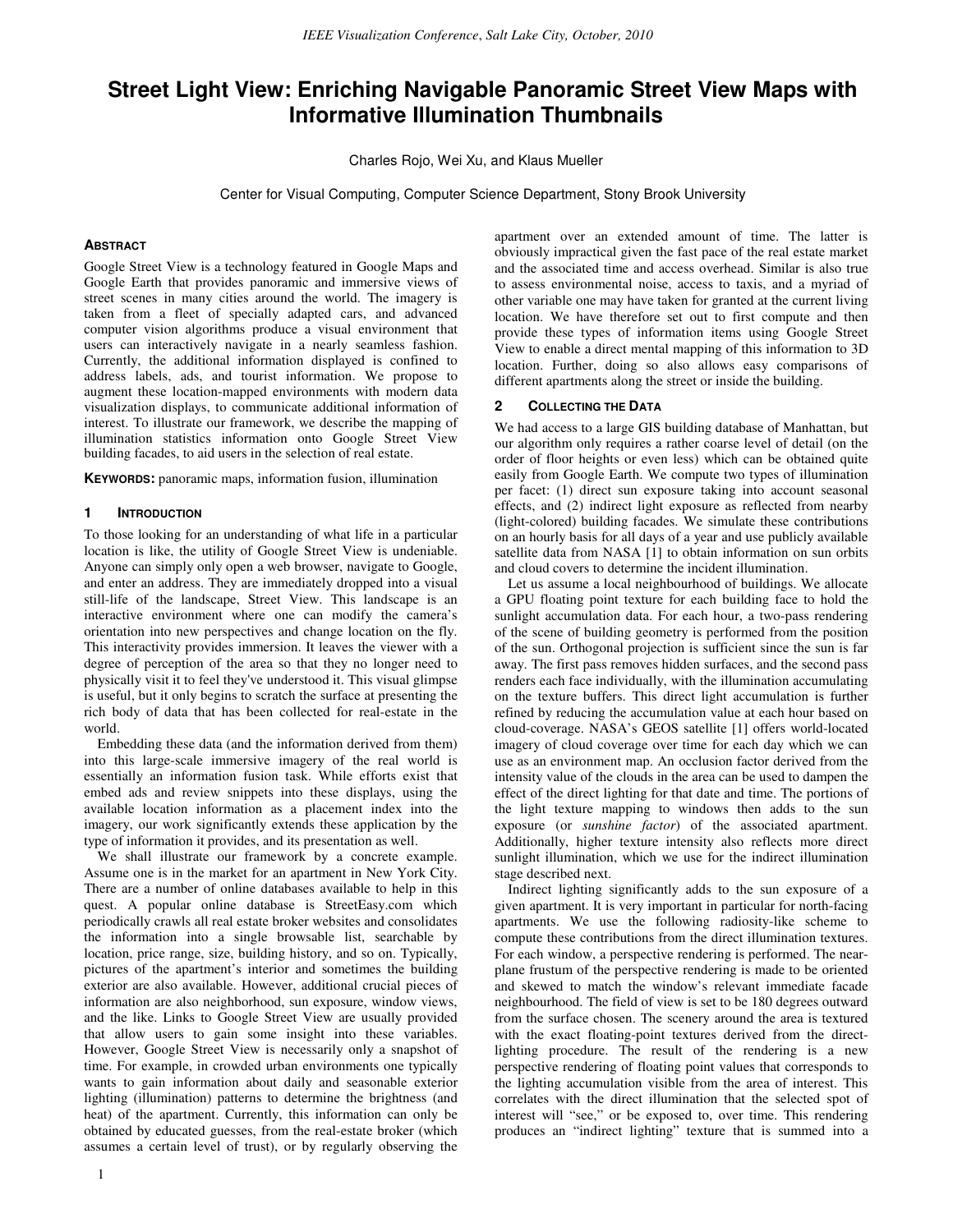# Street Light View: Enriching Navigable Panoramic Street View Maps with Informative Illumination Thumbnails

Charles Rojo, Wei Xu, and Klaus Mueller

Center for Visual Computing, Computer Science Department, Stony Brook University

## Abstract

Google Street View is a technology featured in Google Maps and Google Earth that provides panoramic and immersive views of street scenes in many cities around the world. The imagery is taken from a fleet of specially adapted cars, and advanced computer vision algorithms produce a visual environment that users can interactively navigate in a nearly seamless fashion. Currently, the additional information displayed is confined to address labels, ads, and tourist information. We propose to augment these location-mapped environments with modern data visualization displays, to communicate additional information of interest. To illustrate our framework, we describe the mapping of illumination statistics information onto Google Street View building facades, to aid users in the selection of real estate.

**Keywords:** panoramic maps, information fusion, illumination

## 1 Introduction

To those looking for an understanding of what life in a particular location is like, the utility of Google Street View is undeniable. Anyone can simply only open a web browser, navigate to Google, and enter an address. They are immediately dropped into a visual still-life of the landscape, Street View. This landscape is an interactive environment where one can modify the camera's orientation into new perspectives and change location on the fly. This interactivity provides immersion. It leaves the viewer with a degree of perception of the area so that they no longer need to physically visit it to feel they've understood it. This visual glimpse is useful, but it only begins to scratch the surface at presenting the rich body of data that has been collected for real-estate in the world.

Embedding these data (and the information derived from them) into this large-scale immersive imagery of the real world is essentially an information fusion task. While efforts exist that embed ads and review snippets into these displays, using the available location information as a placement index into the imagery, our work significantly extends these application by the type of information it provides, and its presentation as well.

We shall illustrate our framework by a concrete example. Assume one is in the market for an apartment in New York City. There are a number of online databases available to help in this quest. A popular online database is StreetEasy.com which periodically crawls all real estate broker websites and consolidates the information into a single browsable list, searchable by location, price range, size, building history, and so on. Typically, pictures of the apartment's interior and sometimes the building exterior are also available. However, additional crucial pieces of information are also neighborhood, sun exposure, window views, and the like. Links to Google Street View are usually provided that allow users to gain some insight into these variables. However, Google Street View is necessarily only a snapshot of time. For example, in crowded urban environments one typically wants to gain information about daily and seasonable exterior lighting (illumination) patterns to determine the brightness (and heat) of the apartment. Currently, this information can only be obtained by educated guesses, from the real-estate broker (which assumes a certain level of trust), or by regularly observing the apartment over an extended amount of time. The latter is obviously impractical given the fast pace of the real estate market and the associated time and access overhead. Similar is also true to assess environmental noise, access to taxis, and a myriad of other variable one may have taken for granted at the current living location. We have therefore set out to first compute and then provide these types of information items using Google Street View to enable a direct mental mapping of this information to 3D location. Further, doing so also allows easy comparisons of different apartments along the street or inside the building.

## 2 Collecting the Data

We had access to a large GIS building database of Manhattan, but our algorithm only requires a rather coarse level of detail (on the order of floor heights or even less) which can be obtained quite easily from Google Earth. We compute two types of illumination per facet: (1) direct sun exposure taking into account seasonal effects, and (2) indirect light exposure as reflected from nearby (light-colored) building facades. We simulate these contributions on an hourly basis for all days of a year and use publicly available satellite data from NASA [1] to obtain information on sun orbits and cloud covers to determine the incident illumination.

Let us assume a local neighbourhood of buildings. We allocate a GPU floating point texture for each building face to hold the sunlight accumulation data. For each hour, a two-pass rendering of the scene of building geometry is performed from the position of the sun. Orthogonal projection is sufficient since the sun is far away. The first pass removes hidden surfaces, and the second pass renders each face individually, with the illumination accumulating on the texture buffers. This direct light accumulation is further refined by reducing the accumulation value at each hour based on cloud-coverage. NASA's GEOS satellite [1] offers world-located imagery of cloud coverage over time for each day which we can use as an environment map. An occlusion factor derived from the intensity value of the clouds in the area can be used to dampen the effect of the direct lighting for that date and time. The portions of the light texture mapping to windows then adds to the sun exposure (or *sunshine factor*) of the associated apartment. Additionally, higher texture intensity also reflects more direct sunlight illumination, which we use for the indirect illumination stage described next.

Indirect lighting significantly adds to the sun exposure of a given apartment. It is very important in particular for north-facing apartments. We use the following radiosity-like scheme to compute these contributions from the direct illumination textures. For each window, a perspective rendering is performed. The near-plane frustum of the perspective rendering is made to be oriented and skewed to match the window's relevant immediate facade neighbourhood. The field of view is set to be 180 degrees outward from the surface chosen. The scenery around the area is textured with the exact floating-point textures derived from the direct-lighting procedure. The result of the rendering is a new perspective rendering of floating point values that corresponds to the lighting accumulation visible from the area of interest. This correlates with the direct illumination that the selected spot of interest will "see," or be exposed to, over time. This rendering produces an "indirect lighting" texture that is summed into a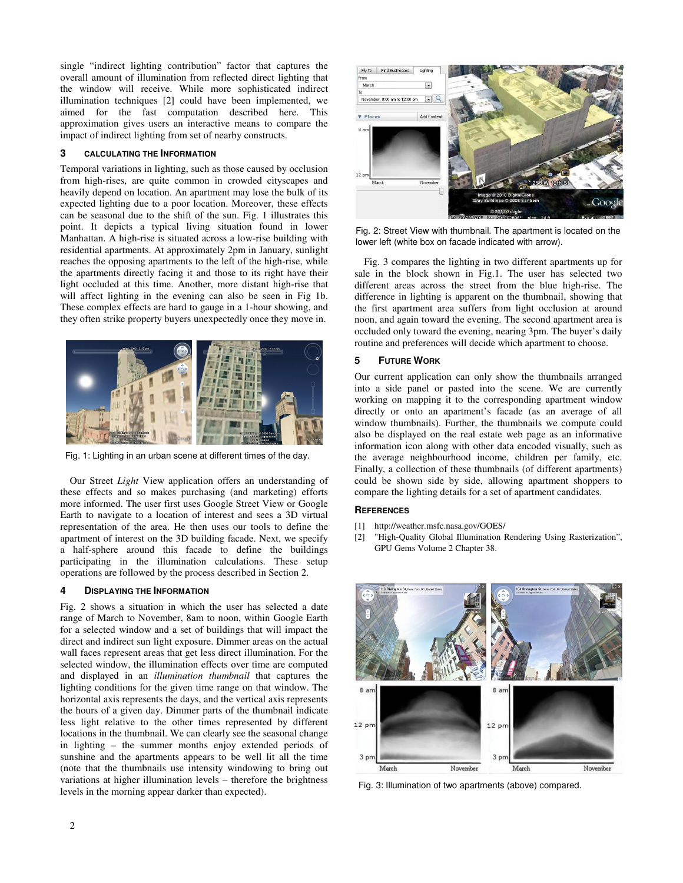single "indirect lighting contribution" factor that captures the overall amount of illumination from reflected direct lighting that the window will receive. While more sophisticated indirect illumination techniques [2] could have been implemented, we aimed for the fast computation described here. This approximation gives users an interactive means to compare the impact of indirect lighting from set of nearby constructs.

## 3 CALCULATING THE INFORMATION

Temporal variations in lighting, such as those caused by occlusion from high-rises, are quite common in crowded cityscapes and heavily depend on location. An apartment may lose the bulk of its expected lighting due to a poor location. Moreover, these effects can be seasonal due to the shift of the sun. Fig. 1 illustrates this point. It depicts a typical living situation found in lower Manhattan. A high-rise is situated across a low-rise building with residential apartments. At approximately 2pm in January, sunlight reaches the opposing apartments to the left of the high-rise, while the apartments directly facing it and those to its right have their light occluded at this time. Another, more distant high-rise that will affect lighting in the evening can also be seen in Fig 1b. These complex effects are hard to gauge in a 1-hour showing, and they often strike property buyers unexpectedly once they move in.

Fig. 1: Lighting in an urban scene at different times of the day.

Our Street *Light* View application offers an understanding of these effects and so makes purchasing (and marketing) efforts more informed. The user first uses Google Street View or Google Earth to navigate to a location of interest and sees a 3D virtual representation of the area. He then uses our tools to define the apartment of interest on the 3D building facade. Next, we specify a half-sphere around this facade to define the buildings participating in the illumination calculations. These setup operations are followed by the process described in Section 2.

## 4 DISPLAYING THE INFORMATION

Fig. 2 shows a situation in which the user has selected a date range of March to November, 8am to noon, within Google Earth for a selected window and a set of buildings that will impact the direct and indirect sun light exposure. Dimmer areas on the actual wall faces represent areas that get less direct illumination. For the selected window, the illumination effects over time are computed and displayed in an *illumination thumbnail* that captures the lighting conditions for the given time range on that window. The horizontal axis represents the days, and the vertical axis represents the hours of a given day. Dimmer parts of the thumbnail indicate less light relative to the other times represented by different locations in the thumbnail. We can clearly see the seasonal change in lighting – the summer months enjoy extended periods of sunshine and the apartments appears to be well lit all the time (note that the thumbnails use intensity windowing to bring out variations at higher illumination levels – therefore the brightness levels in the morning appear darker than expected).

Fig. 2: Street View with thumbnail. The apartment is located on the lower left (white box on facade indicated with arrow).

Fig. 3 compares the lighting in two different apartments up for sale in the block shown in Fig.1. The user has selected two different areas across the street from the blue high-rise. The difference in lighting is apparent on the thumbnail, showing that the first apartment area suffers from light occlusion at around noon, and again toward the evening. The second apartment area is occluded only toward the evening, nearing 3pm. The buyer's daily routine and preferences will decide which apartment to choose.

## 5 FUTURE WORK

Our current application can only show the thumbnails arranged into a side panel or pasted into the scene. We are currently working on mapping it to the corresponding apartment window directly or onto an apartment's facade (as an average of all window thumbnails). Further, the thumbnails we compute could also be displayed on the real estate web page as an informative information icon along with other data encoded visually, such as the average neighbourhood income, children per family, etc. Finally, a collection of these thumbnails (of different apartments) could be shown side by side, allowing apartment shoppers to compare the lighting details for a set of apartment candidates.

## REFERENCES

[1] http://weather.msfc.nasa.gov/GOES/

[2] "High-Quality Global Illumination Rendering Using Rasterization", GPU Gems Volume 2 Chapter 38.

Fig. 3: Illumination of two apartments (above) compared.